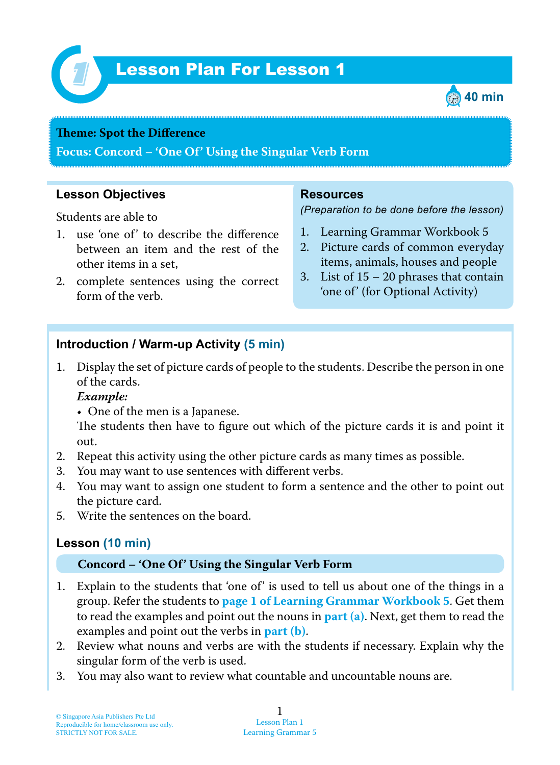# Lesson Plan For Lesson 1

40 min

**Theme: Spot the Difference**

**Focus: Concord – 'One Of' Using the Singular Verb Form**

## Lesson Objectives

Students are able to

1. use 'one of' to describe the difference between an item and the rest of the other items in a set,
2. complete sentences using the correct form of the verb.

## Resources

*(Preparation to be done before the lesson)*

1. Learning Grammar Workbook 5
2. Picture cards of common everyday items, animals, houses and people
3. List of 15 – 20 phrases that contain 'one of' (for Optional Activity)

## Introduction / Warm-up Activity (5 min)

1. Display the set of picture cards of people to the students. Describe the person in one of the cards.
   ***Example:***
   - One of the men is a Japanese.

   The students then have to figure out which of the picture cards it is and point it out.
2. Repeat this activity using the other picture cards as many times as possible.
3. You may want to use sentences with different verbs.
4. You may want to assign one student to form a sentence and the other to point out the picture card.
5. Write the sentences on the board.

## Lesson (10 min)

**Concord – 'One Of' Using the Singular Verb Form**

1. Explain to the students that 'one of' is used to tell us about one of the things in a group. Refer the students to **page 1 of Learning Grammar Workbook 5**. Get them to read the examples and point out the nouns in **part (a)**. Next, get them to read the examples and point out the verbs in **part (b)**.
2. Review what nouns and verbs are with the students if necessary. Explain why the singular form of the verb is used.
3. You may also want to review what countable and uncountable nouns are.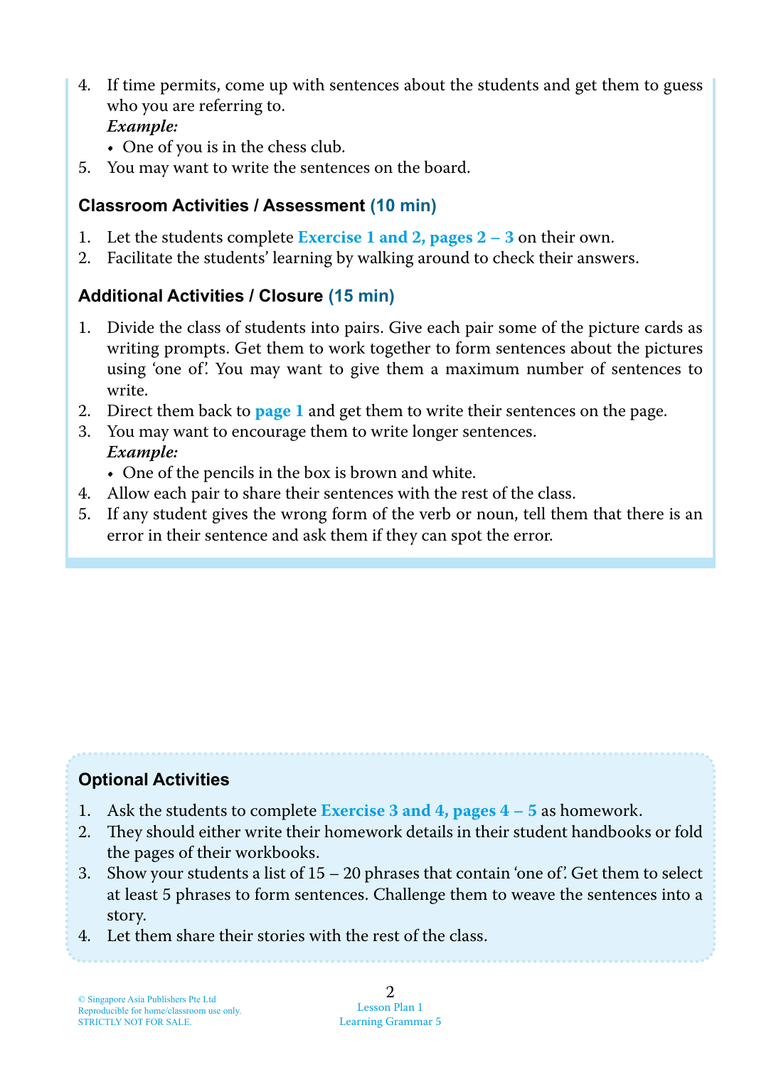4. If time permits, come up with sentences about the students and get them to guess who you are referring to.
   *Example:*
   - One of you is in the chess club.
5. You may want to write the sentences on the board.

### Classroom Activities / Assessment (10 min)

1. Let the students complete **Exercise 1 and 2, pages 2 – 3** on their own.
2. Facilitate the students' learning by walking around to check their answers.

### Additional Activities / Closure (15 min)

1. Divide the class of students into pairs. Give each pair some of the picture cards as writing prompts. Get them to work together to form sentences about the pictures using 'one of'. You may want to give them a maximum number of sentences to write.
2. Direct them back to **page 1** and get them to write their sentences on the page.
3. You may want to encourage them to write longer sentences.
   *Example:*
   - One of the pencils in the box is brown and white.
4. Allow each pair to share their sentences with the rest of the class.
5. If any student gives the wrong form of the verb or noun, tell them that there is an error in their sentence and ask them if they can spot the error.

### Optional Activities

1. Ask the students to complete **Exercise 3 and 4, pages 4 – 5** as homework.
2. They should either write their homework details in their student handbooks or fold the pages of their workbooks.
3. Show your students a list of 15 – 20 phrases that contain 'one of'. Get them to select at least 5 phrases to form sentences. Challenge them to weave the sentences into a story.
4. Let them share their stories with the rest of the class.

© Singapore Asia Publishers Pte Ltd
Reproducible for home/classroom use only.
STRICTLY NOT FOR SALE.